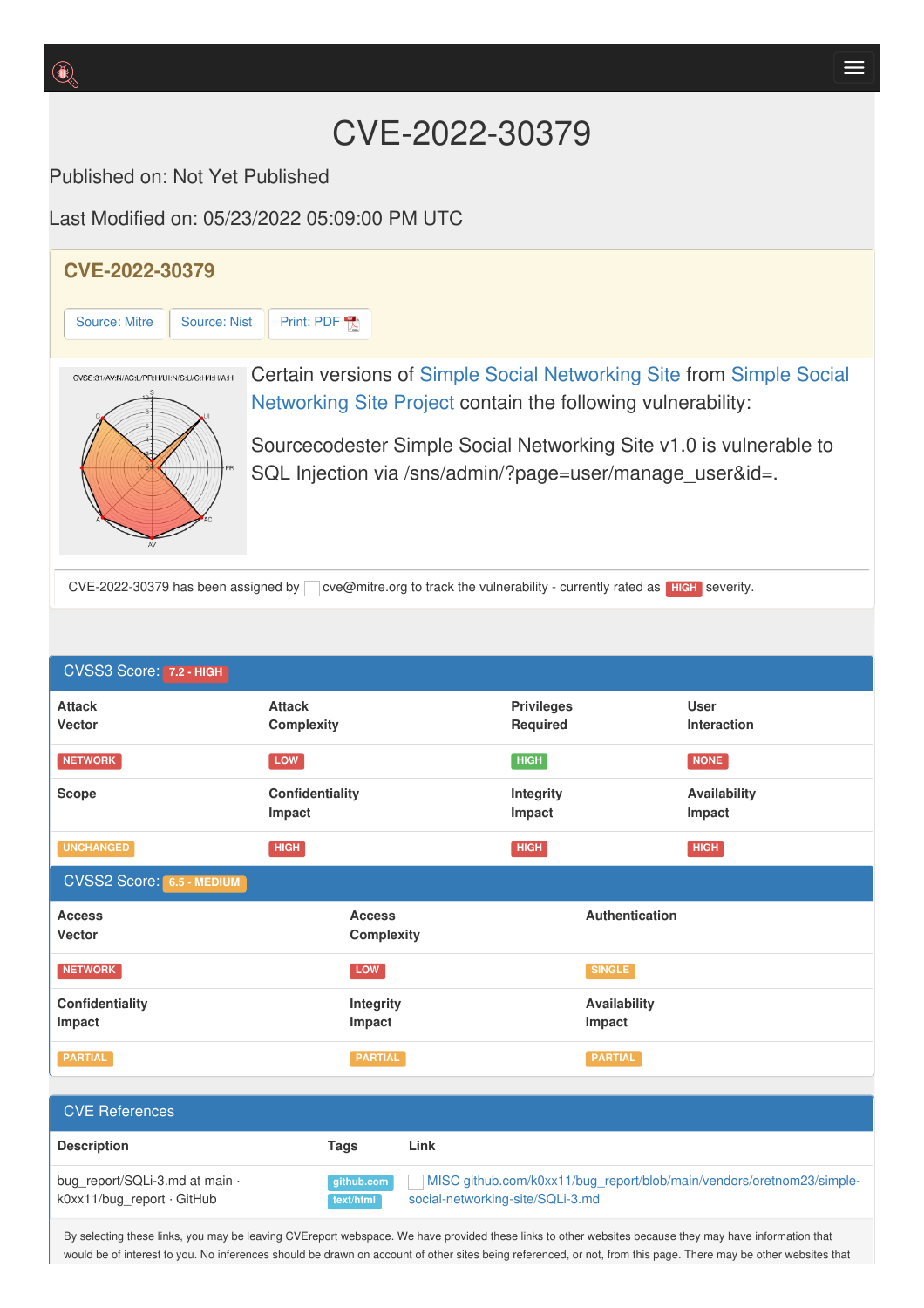# CVE-2022-30379

Published on: Not Yet Published

Last Modified on: 05/23/2022 05:09:00 PM UTC

## CVE-2022-30379

Source: Mitre | Source: Nist | Print: PDF

CVSS:3.1/AV:N/AC:L/PR:H/UI:N/S:U/C:H/I:H/A:H

Certain versions of Simple Social Networking Site from Simple Social Networking Site Project contain the following vulnerability:

Sourcecodester Simple Social Networking Site v1.0 is vulnerable to SQL Injection via /sns/admin/?page=user/manage_user&id=.

CVE-2022-30379 has been assigned by cve@mitre.org to track the vulnerability - currently rated as HIGH severity.

## CVSS3 Score: 7.2 - HIGH

| Attack Vector | Attack Complexity | Privileges Required | User Interaction |
|---|---|---|---|
| NETWORK | LOW | HIGH | NONE |
| **Scope** | **Confidentiality Impact** | **Integrity Impact** | **Availability Impact** |
| UNCHANGED | HIGH | HIGH | HIGH |

## CVSS2 Score: 6.5 - MEDIUM

| Access Vector | Access Complexity | Authentication |
|---|---|---|
| NETWORK | LOW | SINGLE |
| **Confidentiality Impact** | **Integrity Impact** | **Availability Impact** |
| PARTIAL | PARTIAL | PARTIAL |

## CVE References

| Description | Tags | Link |
|---|---|---|
| bug_report/SQLi-3.md at main · k0xx11/bug_report · GitHub | github.com text/html | MISC github.com/k0xx11/bug_report/blob/main/vendors/oretnom23/simple-social-networking-site/SQLi-3.md |

By selecting these links, you may be leaving CVEreport webspace. We have provided these links to other websites because they may have information that would be of interest to you. No inferences should be drawn on account of other sites being referenced, or not, from this page. There may be other websites that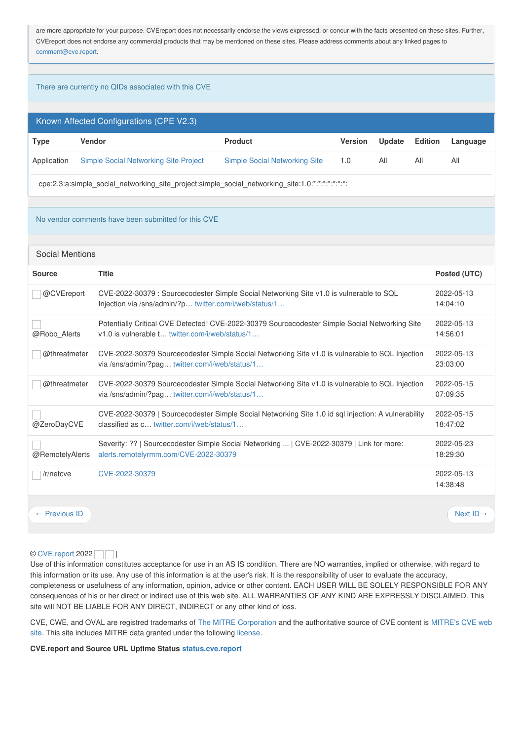are more appropriate for your purpose. CVEreport does not necessarily endorse the views expressed, or concur with the facts presented on these sites. Further, CVEreport does not endorse any commercial products that may be mentioned on these sites. Please address comments about any linked pages to comment@cve.report.

There are currently no QIDs associated with this CVE

## Known Affected Configurations (CPE V2.3)

| Type | Vendor | Product | Version | Update | Edition | Language |
|---|---|---|---|---|---|---|
| Application | Simple Social Networking Site Project | Simple Social Networking Site | 1.0 | All | All | All |

cpe:2.3:a:simple_social_networking_site_project:simple_social_networking_site:1.0:*:*:*:*:*:*:*:

No vendor comments have been submitted for this CVE

## Social Mentions

| Source | Title | Posted (UTC) |
|---|---|---|
| @CVEreport | CVE-2022-30379 : Sourcecodester Simple Social Networking Site v1.0 is vulnerable to SQL Injection via /sns/admin/?p… twitter.com/i/web/status/1… | 2022-05-13 14:04:10 |
| @Robo_Alerts | Potentially Critical CVE Detected! CVE-2022-30379 Sourcecodester Simple Social Networking Site v1.0 is vulnerable t… twitter.com/i/web/status/1… | 2022-05-13 14:56:01 |
| @threatmeter | CVE-2022-30379 Sourcecodester Simple Social Networking Site v1.0 is vulnerable to SQL Injection via /sns/admin/?pag… twitter.com/i/web/status/1… | 2022-05-13 23:03:00 |
| @threatmeter | CVE-2022-30379 Sourcecodester Simple Social Networking Site v1.0 is vulnerable to SQL Injection via /sns/admin/?pag… twitter.com/i/web/status/1… | 2022-05-15 07:09:35 |
| @ZeroDayCVE | CVE-2022-30379 \| Sourcecodester Simple Social Networking Site 1.0 id sql injection: A vulnerability classified as c… twitter.com/i/web/status/1… | 2022-05-15 18:47:02 |
| @RemotelyAlerts | Severity: ?? \| Sourcecodester Simple Social Networking ... \| CVE-2022-30379 \| Link for more: alerts.remotelyrmm.com/CVE-2022-30379 | 2022-05-23 18:29:30 |
| /r/netcve | CVE-2022-30379 | 2022-05-13 14:38:48 |

← Previous ID    Next ID→

© CVE.report 2022 |

Use of this information constitutes acceptance for use in an AS IS condition. There are NO warranties, implied or otherwise, with regard to this information or its use. Any use of this information is at the user's risk. It is the responsibility of user to evaluate the accuracy, completeness or usefulness of any information, opinion, advice or other content. EACH USER WILL BE SOLELY RESPONSIBLE FOR ANY consequences of his or her direct or indirect use of this web site. ALL WARRANTIES OF ANY KIND ARE EXPRESSLY DISCLAIMED. This site will NOT BE LIABLE FOR ANY DIRECT, INDIRECT or any other kind of loss.

CVE, CWE, and OVAL are registred trademarks of The MITRE Corporation and the authoritative source of CVE content is MITRE's CVE web site. This site includes MITRE data granted under the following license.

**CVE.report and Source URL Uptime Status status.cve.report**